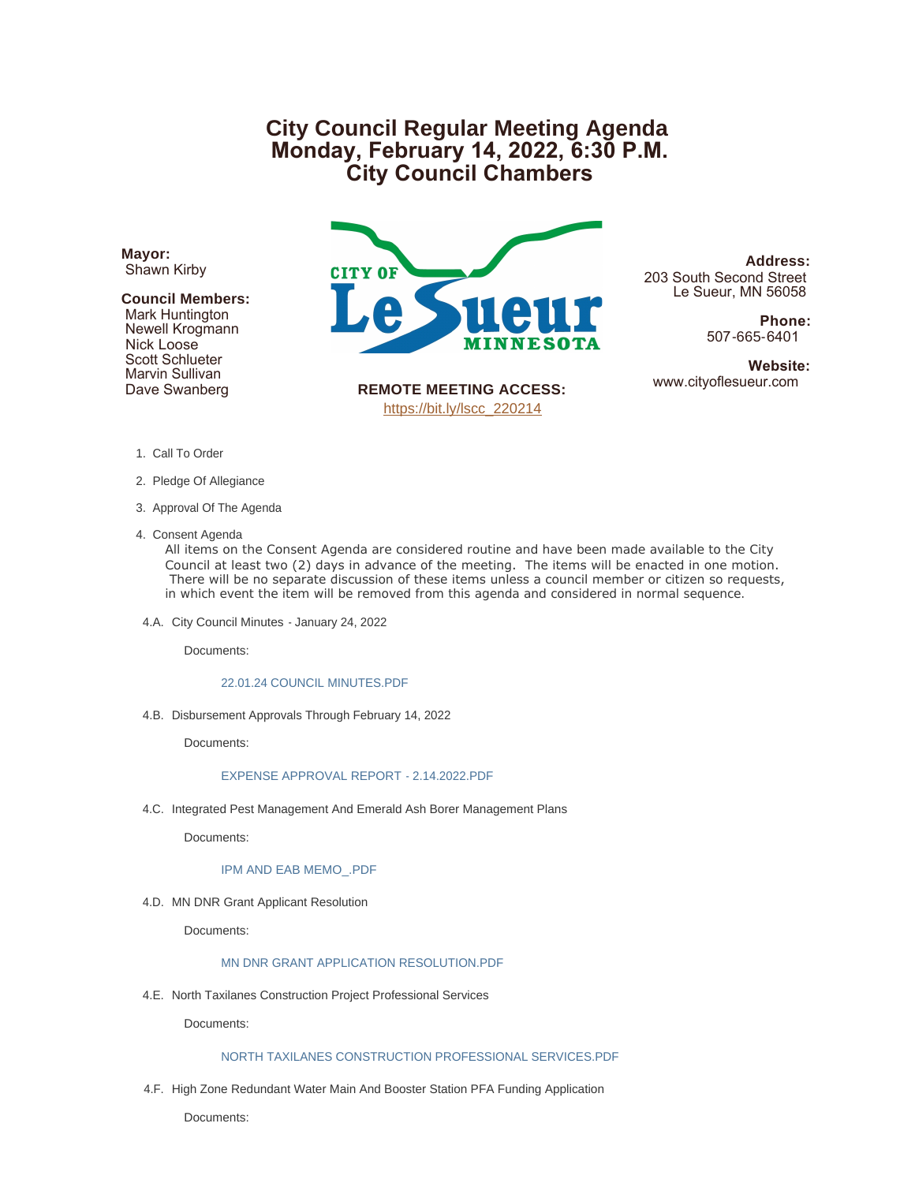# City Council Regular Meeting Agenda
# Monday, February 14, 2022, 6:30 P.M.
# City Council Chambers

**Mayor:**
Shawn Kirby

**Council Members:**
Mark Huntington
Newell Krogmann
Nick Loose
Scott Schlueter
Marvin Sullivan
Dave Swanberg

**REMOTE MEETING ACCESS:**
https://bit.ly/lscc_220214

**Address:**
203 South Second Street
Le Sueur, MN 56058

**Phone:**
507-665-6401

**Website:**
www.cityoflesueur.com

1. Call To Order

2. Pledge Of Allegiance

3. Approval Of The Agenda

4. Consent Agenda

   All items on the Consent Agenda are considered routine and have been made available to the City Council at least two (2) days in advance of the meeting. The items will be enacted in one motion. There will be no separate discussion of these items unless a council member or citizen so requests, in which event the item will be removed from this agenda and considered in normal sequence.

4.A. City Council Minutes - January 24, 2022

Documents:

22.01.24 COUNCIL MINUTES.PDF

4.B. Disbursement Approvals Through February 14, 2022

Documents:

EXPENSE APPROVAL REPORT - 2.14.2022.PDF

4.C. Integrated Pest Management And Emerald Ash Borer Management Plans

Documents:

IPM AND EAB MEMO_.PDF

4.D. MN DNR Grant Applicant Resolution

Documents:

MN DNR GRANT APPLICATION RESOLUTION.PDF

4.E. North Taxilanes Construction Project Professional Services

Documents:

NORTH TAXILANES CONSTRUCTION PROFESSIONAL SERVICES.PDF

4.F. High Zone Redundant Water Main And Booster Station PFA Funding Application

Documents: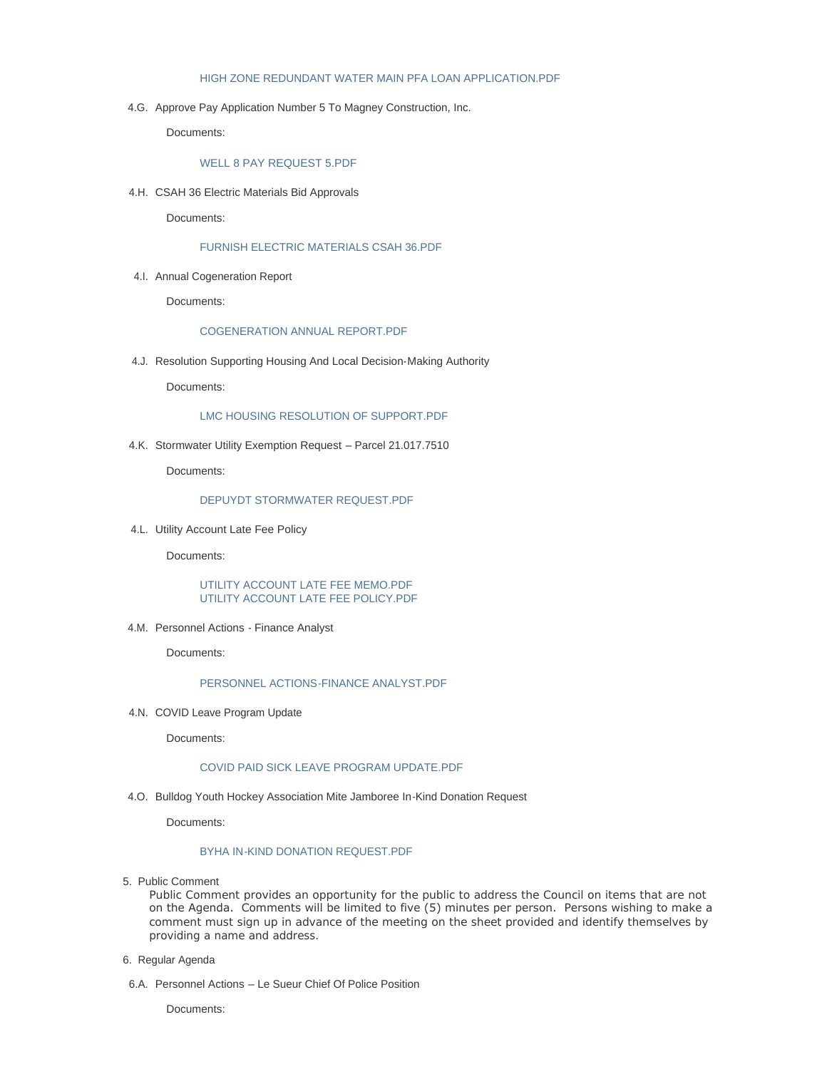HIGH ZONE REDUNDANT WATER MAIN PFA LOAN APPLICATION.PDF

4.G. Approve Pay Application Number 5 To Magney Construction, Inc.

Documents:

WELL 8 PAY REQUEST 5.PDF

4.H. CSAH 36 Electric Materials Bid Approvals

Documents:

FURNISH ELECTRIC MATERIALS CSAH 36.PDF

4.I. Annual Cogeneration Report

Documents:

COGENERATION ANNUAL REPORT.PDF

4.J. Resolution Supporting Housing And Local Decision-Making Authority

Documents:

LMC HOUSING RESOLUTION OF SUPPORT.PDF

4.K. Stormwater Utility Exemption Request – Parcel 21.017.7510

Documents:

DEPUYDT STORMWATER REQUEST.PDF

4.L. Utility Account Late Fee Policy

Documents:

UTILITY ACCOUNT LATE FEE MEMO.PDF
UTILITY ACCOUNT LATE FEE POLICY.PDF

4.M. Personnel Actions - Finance Analyst

Documents:

PERSONNEL ACTIONS-FINANCE ANALYST.PDF

4.N. COVID Leave Program Update

Documents:

COVID PAID SICK LEAVE PROGRAM UPDATE.PDF

4.O. Bulldog Youth Hockey Association Mite Jamboree In-Kind Donation Request

Documents:

BYHA IN-KIND DONATION REQUEST.PDF

5. Public Comment

Public Comment provides an opportunity for the public to address the Council on items that are not on the Agenda. Comments will be limited to five (5) minutes per person. Persons wishing to make a comment must sign up in advance of the meeting on the sheet provided and identify themselves by providing a name and address.

6. Regular Agenda

6.A. Personnel Actions – Le Sueur Chief Of Police Position

Documents: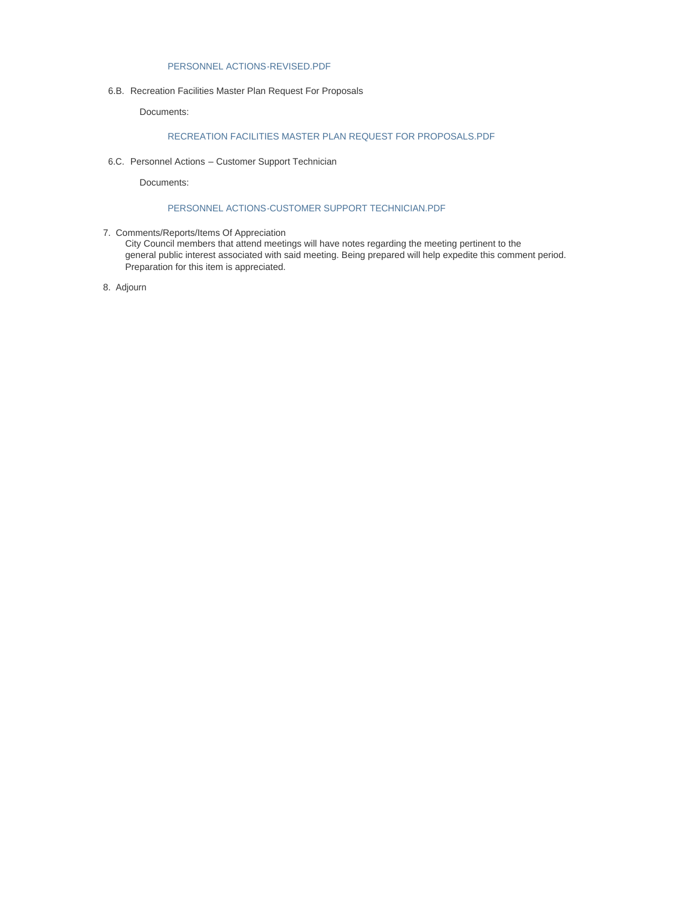PERSONNEL ACTIONS-REVISED.PDF

6.B. Recreation Facilities Master Plan Request For Proposals

Documents:

RECREATION FACILITIES MASTER PLAN REQUEST FOR PROPOSALS.PDF

6.C. Personnel Actions – Customer Support Technician

Documents:

PERSONNEL ACTIONS-CUSTOMER SUPPORT TECHNICIAN.PDF

7. Comments/Reports/Items Of Appreciation

   City Council members that attend meetings will have notes regarding the meeting pertinent to the general public interest associated with said meeting. Being prepared will help expedite this comment period. Preparation for this item is appreciated.

8. Adjourn